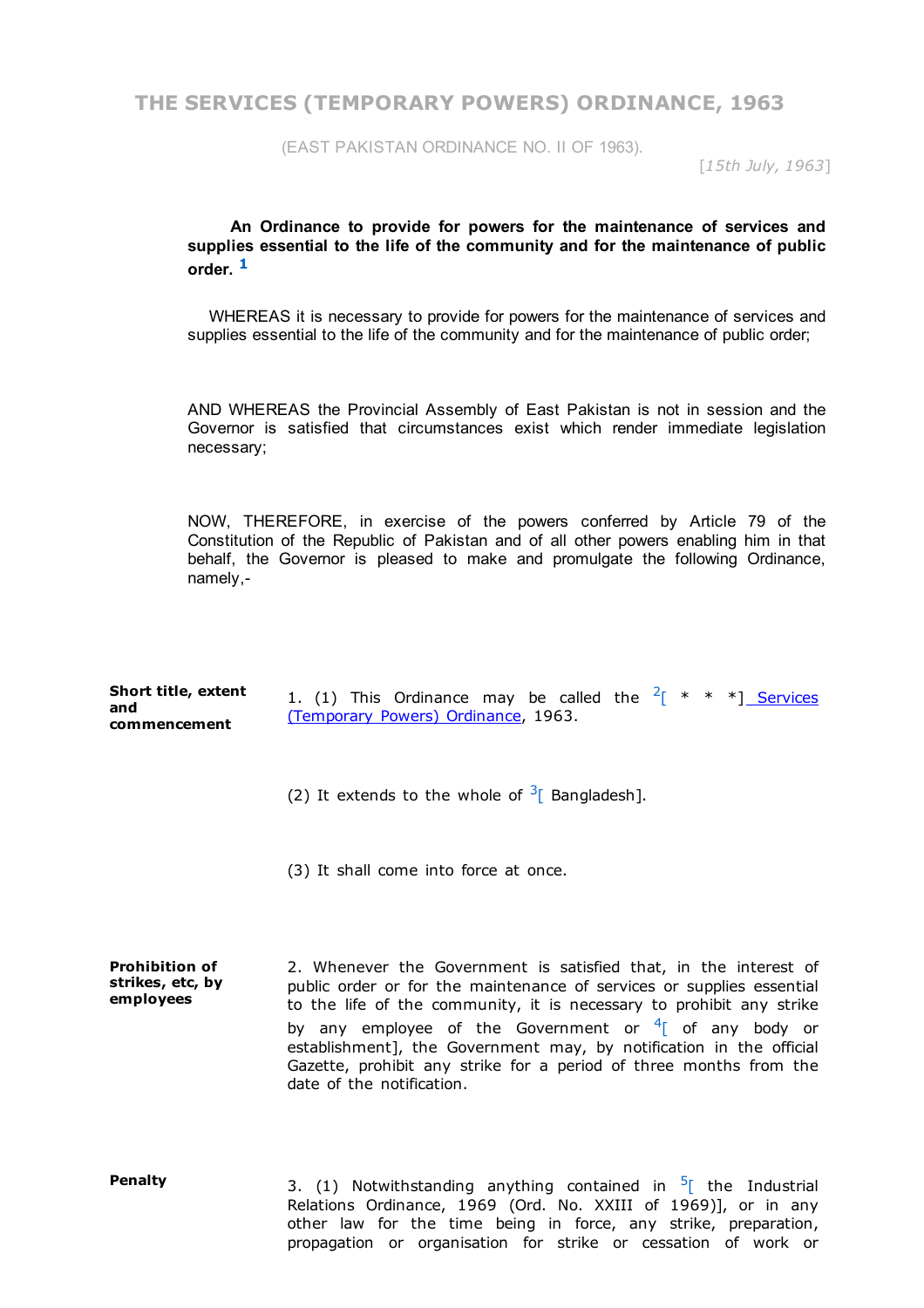# THE SERVICES (TEMPORARY POWERS) ORDINANCE, 1963

(EAST PAKISTAN ORDINANCE NO. II OF 1963).

[*15th July, 1963*]

**An Ordinance to provide for powers for the maintenance of services and supplies essential to the life of the community and for the maintenance of public order.** [1]

WHEREAS it is necessary to provide for powers for the maintenance of services and supplies essential to the life of the community and for the maintenance of public order;

AND WHEREAS the Provincial Assembly of East Pakistan is not in session and the Governor is satisfied that circumstances exist which render immediate legislation necessary;

NOW, THEREFORE, in exercise of the powers conferred by Article 79 of the Constitution of the Republic of Pakistan and of all other powers enabling him in that behalf, the Governor is pleased to make and promulgate the following Ordinance, namely,-

**Short title, extent and commencement**

1. (1) This Ordinance may be called the [2][ * * *] Services (Temporary Powers) Ordinance, 1963.

(2) It extends to the whole of [3][ Bangladesh].

(3) It shall come into force at once.

**Prohibition of strikes, etc, by employees**

2. Whenever the Government is satisfied that, in the interest of public order or for the maintenance of services or supplies essential to the life of the community, it is necessary to prohibit any strike by any employee of the Government or [4][ of any body or establishment], the Government may, by notification in the official Gazette, prohibit any strike for a period of three months from the date of the notification.

**Penalty**

3. (1) Notwithstanding anything contained in [5][ the Industrial Relations Ordinance, 1969 (Ord. No. XXIII of 1969)], or in any other law for the time being in force, any strike, preparation, propagation or organisation for strike or cessation of work or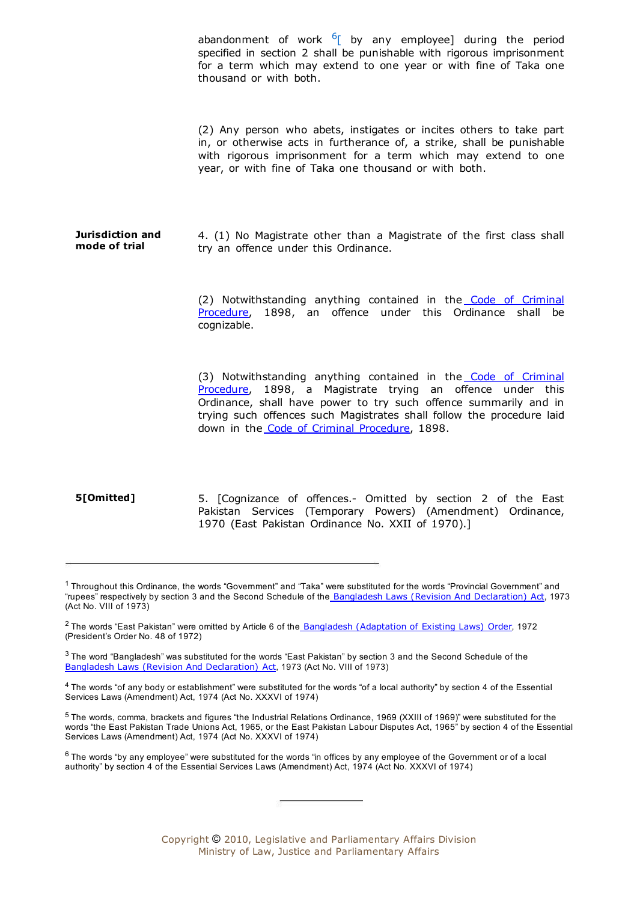abandonment of work [6][ by any employee] during the period specified in section 2 shall be punishable with rigorous imprisonment for a term which may extend to one year or with fine of Taka one thousand or with both.

(2) Any person who abets, instigates or incites others to take part in, or otherwise acts in furtherance of, a strike, shall be punishable with rigorous imprisonment for a term which may extend to one year, or with fine of Taka one thousand or with both.

**Jurisdiction and mode of trial**

4. (1) No Magistrate other than a Magistrate of the first class shall try an offence under this Ordinance.

(2) Notwithstanding anything contained in the Code of Criminal Procedure, 1898, an offence under this Ordinance shall be cognizable.

(3) Notwithstanding anything contained in the Code of Criminal Procedure, 1898, a Magistrate trying an offence under this Ordinance, shall have power to try such offence summarily and in trying such offences such Magistrates shall follow the procedure laid down in the Code of Criminal Procedure, 1898.

**5[Omitted]**

5. [Cognizance of offences.- Omitted by section 2 of the East Pakistan Services (Temporary Powers) (Amendment) Ordinance, 1970 (East Pakistan Ordinance No. XXII of 1970).]

---

[1] Throughout this Ordinance, the words "Government" and "Taka" were substituted for the words "Provincial Government" and "rupees" respectively by section 3 and the Second Schedule of the Bangladesh Laws (Revision And Declaration) Act, 1973 (Act No. VIII of 1973)

[2] The words "East Pakistan" were omitted by Article 6 of the Bangladesh (Adaptation of Existing Laws) Order, 1972 (President's Order No. 48 of 1972)

[3] The word "Bangladesh" was substituted for the words "East Pakistan" by section 3 and the Second Schedule of the Bangladesh Laws (Revision And Declaration) Act, 1973 (Act No. VIII of 1973)

[4] The words "of any body or establishment" were substituted for the words "of a local authority" by section 4 of the Essential Services Laws (Amendment) Act, 1974 (Act No. XXXVI of 1974)

[5] The words, comma, brackets and figures "the Industrial Relations Ordinance, 1969 (XXIII of 1969)" were substituted for the words "the East Pakistan Trade Unions Act, 1965, or the East Pakistan Labour Disputes Act, 1965" by section 4 of the Essential Services Laws (Amendment) Act, 1974 (Act No. XXXVI of 1974)

[6] The words "by any employee" were substituted for the words "in offices by any employee of the Government or of a local authority" by section 4 of the Essential Services Laws (Amendment) Act, 1974 (Act No. XXXVI of 1974)